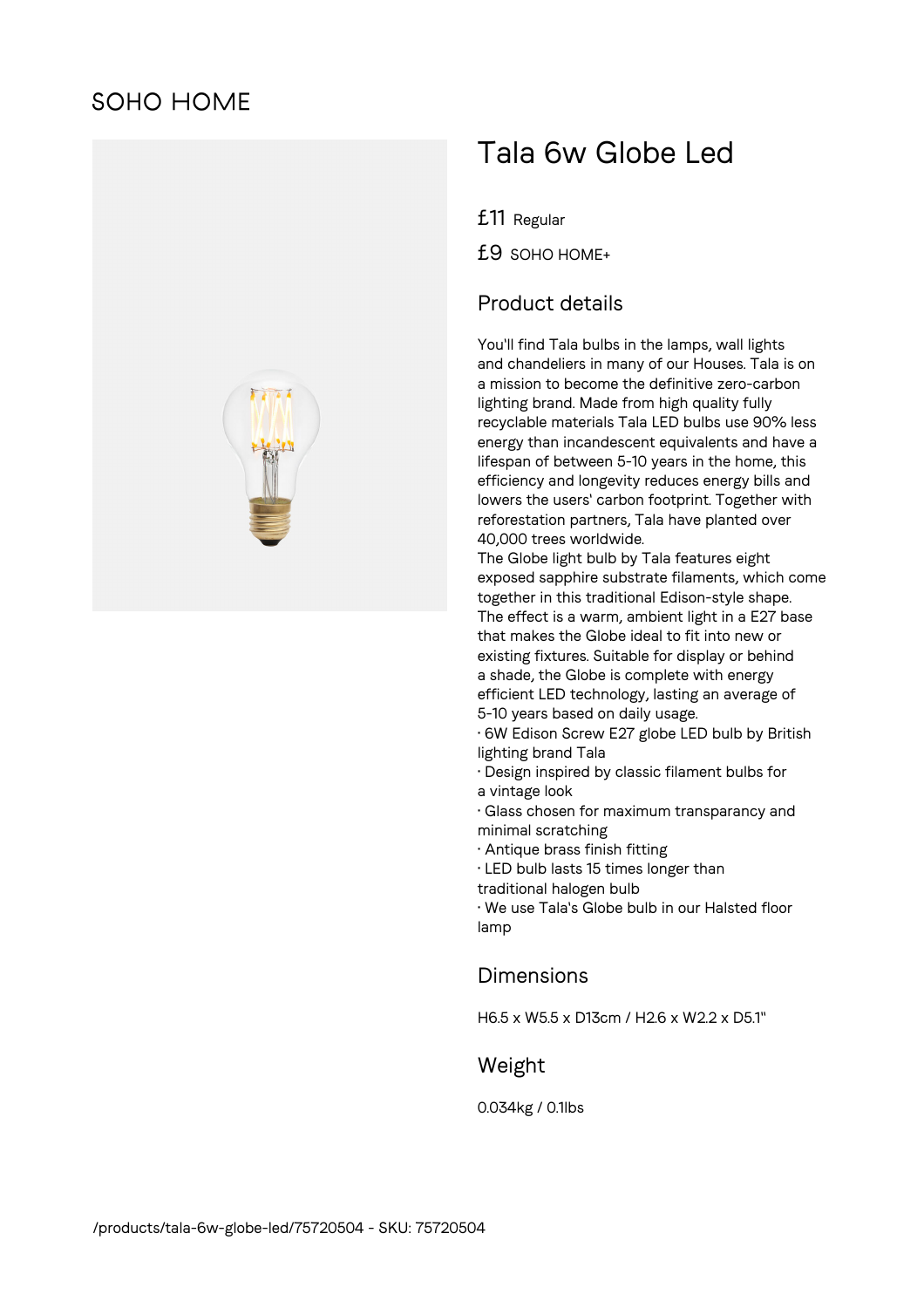SOHO HOME

# Tala 6w Globe Led

£11 Regular

£9 SOHO HOME+

## Product details

You'll find Tala bulbs in the lamps, wall lights and chandeliers in many of our Houses. Tala is on a mission to become the definitive zero-carbon lighting brand. Made from high quality fully recyclable materials Tala LED bulbs use 90% less energy than incandescent equivalents and have a lifespan of between 5-10 years in the home, this efficiency and longevity reduces energy bills and lowers the users' carbon footprint. Together with reforestation partners, Tala have planted over 40,000 trees worldwide.
The Globe light bulb by Tala features eight exposed sapphire substrate filaments, which come together in this traditional Edison-style shape. The effect is a warm, ambient light in a E27 base that makes the Globe ideal to fit into new or existing fixtures. Suitable for display or behind a shade, the Globe is complete with energy efficient LED technology, lasting an average of 5-10 years based on daily usage.

- 6W Edison Screw E27 globe LED bulb by British lighting brand Tala
- Design inspired by classic filament bulbs for a vintage look
- Glass chosen for maximum transparancy and minimal scratching
- Antique brass finish fitting
- LED bulb lasts 15 times longer than traditional halogen bulb
- We use Tala's Globe bulb in our Halsted floor lamp

## Dimensions

H6.5 x W5.5 x D13cm / H2.6 x W2.2 x D5.1"

## Weight

0.034kg / 0.1lbs

/products/tala-6w-globe-led/75720504 - SKU: 75720504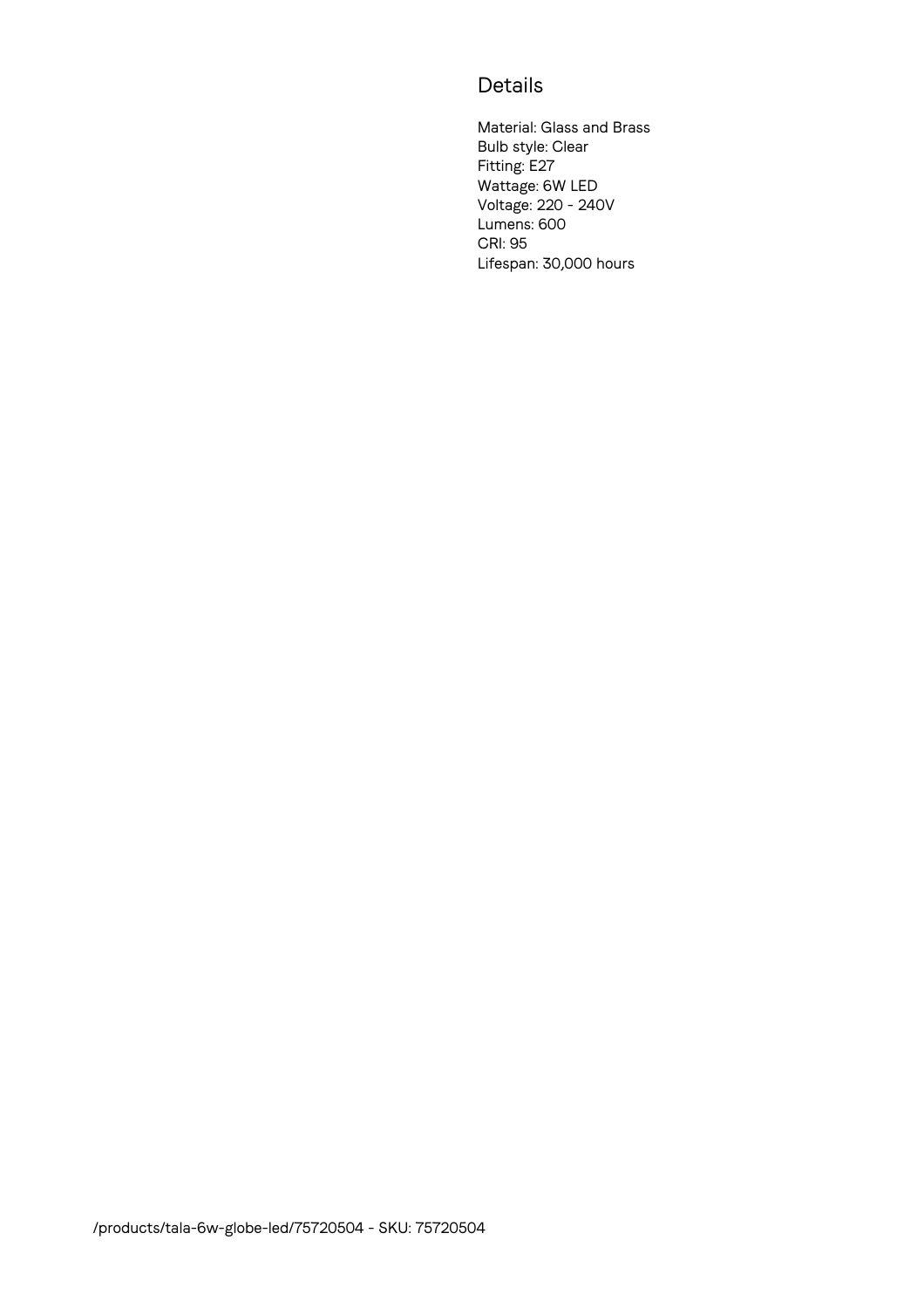## Details

Material: Glass and Brass
Bulb style: Clear
Fitting: E27
Wattage: 6W LED
Voltage: 220 - 240V
Lumens: 600
CRI: 95
Lifespan: 30,000 hours